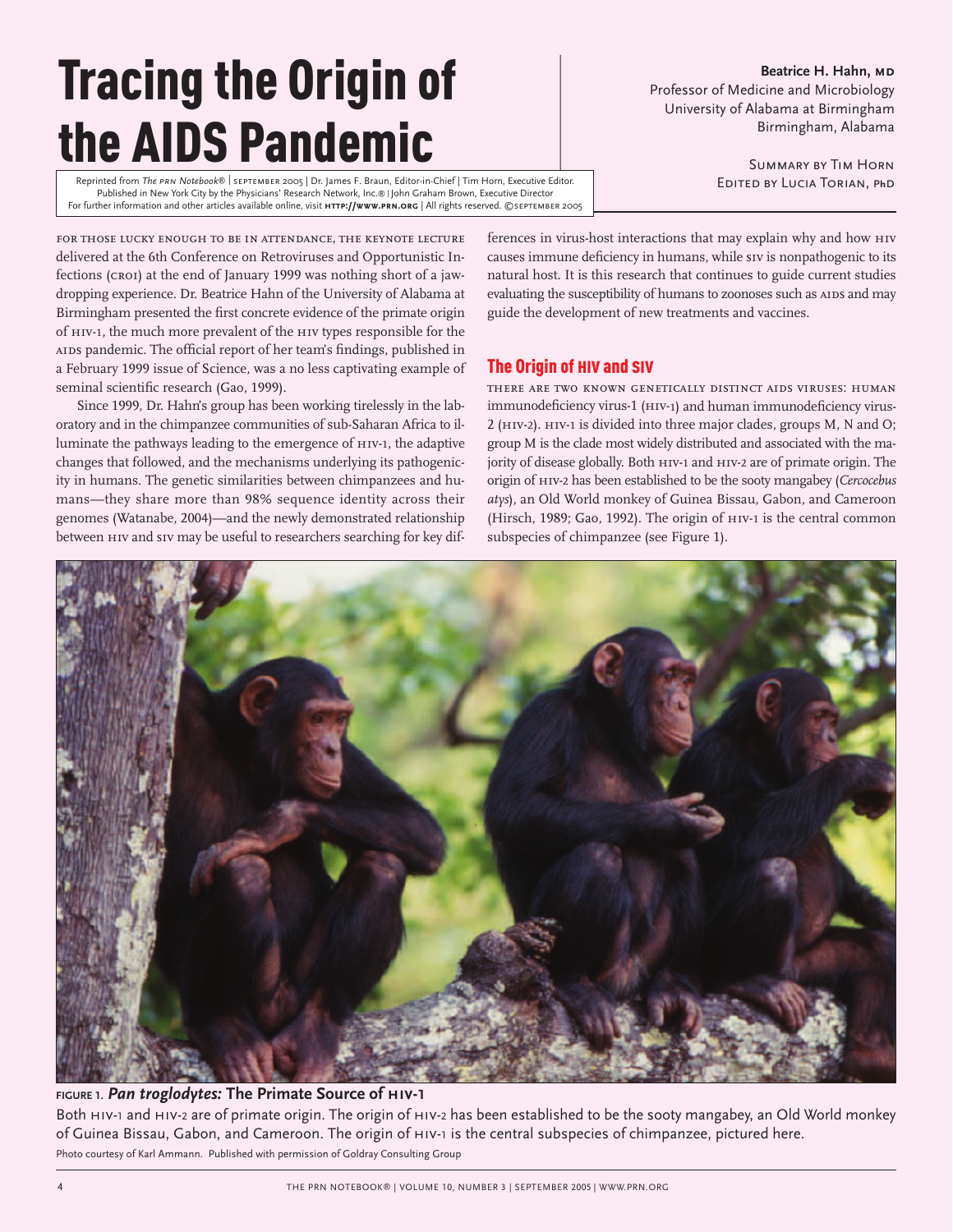# Tracing the Origin of the AIDS Pandemic

Reprinted from *The PRN Notebook®* | SEPTEMBER 2005 | Dr. James F. Braun, Editor-in-Chief | Tim Horn, Executive Editor. Published in New York City by the Physicians' Research Network, Inc.® | John Graham Brown, Executive Director. For further information and other articles available online, visit **HTTP://WWW.PRN.ORG** | All rights reserved. ©SEPTEMBER 2005

**Beatrice H. Hahn, MD**
Professor of Medicine and Microbiology
University of Alabama at Birmingham
Birmingham, Alabama

SUMMARY BY TIM HORN
EDITED BY LUCIA TORIAN, PhD

FOR THOSE LUCKY ENOUGH TO BE IN ATTENDANCE, THE KEYNOTE LECTURE delivered at the 6th Conference on Retroviruses and Opportunistic Infections (CROI) at the end of January 1999 was nothing short of a jaw-dropping experience. Dr. Beatrice Hahn of the University of Alabama at Birmingham presented the first concrete evidence of the primate origin of HIV-1, the much more prevalent of the HIV types responsible for the AIDS pandemic. The official report of her team's findings, published in a February 1999 issue of Science, was a no less captivating example of seminal scientific research (Gao, 1999).

Since 1999, Dr. Hahn's group has been working tirelessly in the laboratory and in the chimpanzee communities of sub-Saharan Africa to illuminate the pathways leading to the emergence of HIV-1, the adaptive changes that followed, and the mechanisms underlying its pathogenicity in humans. The genetic similarities between chimpanzees and humans—they share more than 98% sequence identity across their genomes (Watanabe, 2004)—and the newly demonstrated relationship between HIV and SIV may be useful to researchers searching for key differences in virus-host interactions that may explain why and how HIV causes immune deficiency in humans, while SIV is nonpathogenic to its natural host. It is this research that continues to guide current studies evaluating the susceptibility of humans to zoonoses such as AIDS and may guide the development of new treatments and vaccines.

## The Origin of HIV and SIV

THERE ARE TWO KNOWN GENETICALLY DISTINCT AIDS VIRUSES: HUMAN immunodeficiency virus-1 (HIV-1) and human immunodeficiency virus-2 (HIV-2). HIV-1 is divided into three major clades, groups M, N and O; group M is the clade most widely distributed and associated with the majority of disease globally. Both HIV-1 and HIV-2 are of primate origin. The origin of HIV-2 has been established to be the sooty mangabey (*Cercocebus atys*), an Old World monkey of Guinea Bissau, Gabon, and Cameroon (Hirsch, 1989; Gao, 1992). The origin of HIV-1 is the central common subspecies of chimpanzee (see Figure 1).

FIGURE 1. ***Pan troglodytes:*** **The Primate Source of HIV-1**

Both HIV-1 and HIV-2 are of primate origin. The origin of HIV-2 has been established to be the sooty mangabey, an Old World monkey of Guinea Bissau, Gabon, and Cameroon. The origin of HIV-1 is the central subspecies of chimpanzee, pictured here.

Photo courtesy of Karl Ammann. Published with permission of Goldray Consulting Group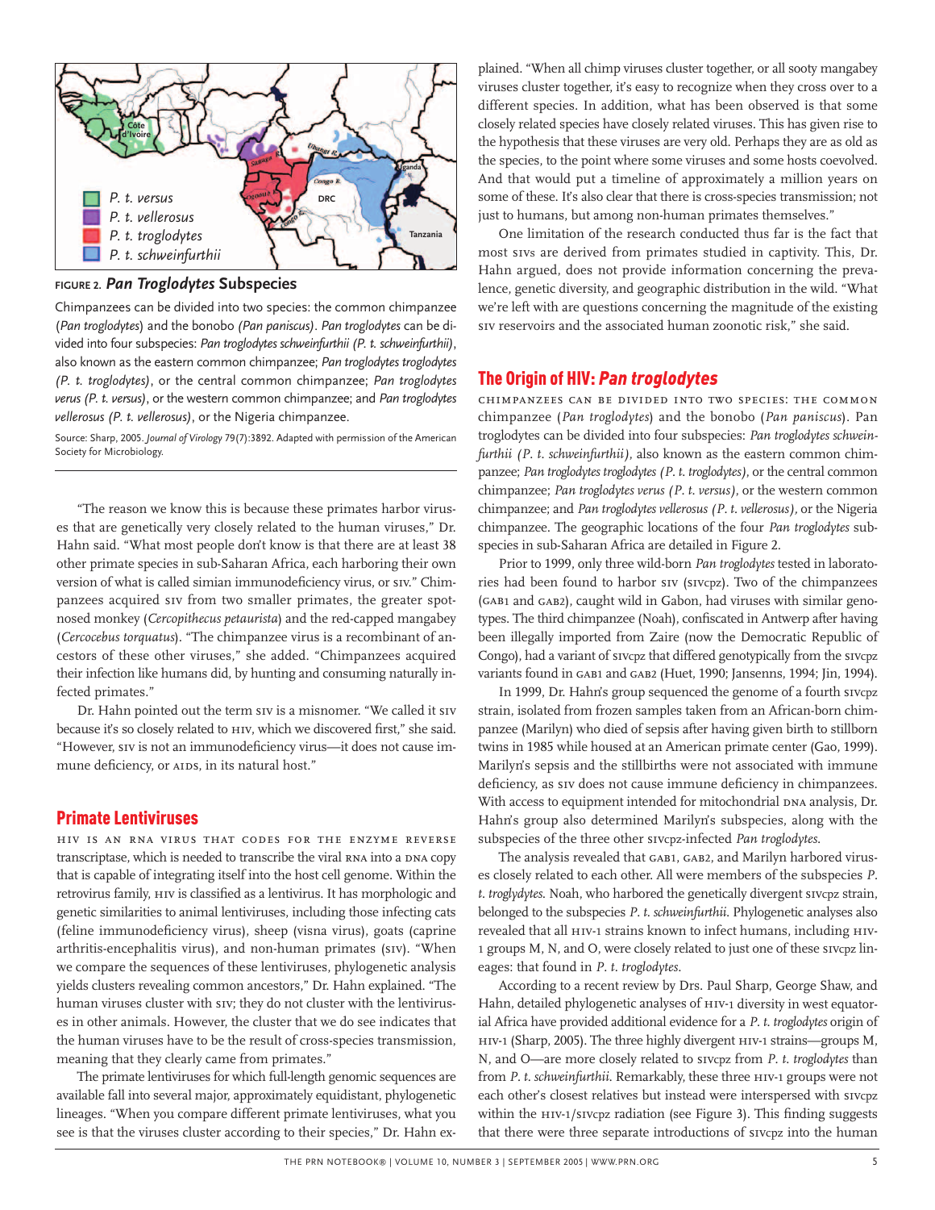**FIGURE 2. *Pan Troglodytes* Subspecies**

Chimpanzees can be divided into two species: the common chimpanzee (*Pan troglodytes*) and the bonobo *(Pan paniscus)*. *Pan troglodytes* can be divided into four subspecies: *Pan troglodytes schweinfurthii (P. t. schweinfurthii)*, also known as the eastern common chimpanzee; *Pan troglodytes troglodytes (P. t. troglodytes)*, or the central common chimpanzee; *Pan troglodytes verus (P. t. versus)*, or the western common chimpanzee; and *Pan troglodytes vellerosus (P. t. vellerosus)*, or the Nigeria chimpanzee.

Source: Sharp, 2005. *Journal of Virology* 79(7):3892. Adapted with permission of the American Society for Microbiology.

"The reason we know this is because these primates harbor viruses that are genetically very closely related to the human viruses," Dr. Hahn said. "What most people don't know is that there are at least 38 other primate species in sub-Saharan Africa, each harboring their own version of what is called simian immunodeficiency virus, or SIV." Chimpanzees acquired SIV from two smaller primates, the greater spot-nosed monkey (*Cercopithecus petaurista*) and the red-capped mangabey (*Cercocebus torquatus*). "The chimpanzee virus is a recombinant of ancestors of these other viruses," she added. "Chimpanzees acquired their infection like humans did, by hunting and consuming naturally infected primates."

Dr. Hahn pointed out the term SIV is a misnomer. "We called it SIV because it's so closely related to HIV, which we discovered first," she said. "However, SIV is not an immunodeficiency virus—it does not cause immune deficiency, or AIDS, in its natural host."

## Primate Lentiviruses

HIV IS AN RNA VIRUS THAT CODES FOR THE ENZYME REVERSE transcriptase, which is needed to transcribe the viral RNA into a DNA copy that is capable of integrating itself into the host cell genome. Within the retrovirus family, HIV is classified as a lentivirus. It has morphologic and genetic similarities to animal lentiviruses, including those infecting cats (feline immunodeficiency virus), sheep (visna virus), goats (caprine arthritis-encephalitis virus), and non-human primates (SIV). "When we compare the sequences of these lentiviruses, phylogenetic analysis yields clusters revealing common ancestors," Dr. Hahn explained. "The human viruses cluster with SIV; they do not cluster with the lentiviruses in other animals. However, the cluster that we do see indicates that the human viruses have to be the result of cross-species transmission, meaning that they clearly came from primates."

The primate lentiviruses for which full-length genomic sequences are available fall into several major, approximately equidistant, phylogenetic lineages. "When you compare different primate lentiviruses, what you see is that the viruses cluster according to their species," Dr. Hahn explained. "When all chimp viruses cluster together, or all sooty mangabey viruses cluster together, it's easy to recognize when they cross over to a different species. In addition, what has been observed is that some closely related species have closely related viruses. This has given rise to the hypothesis that these viruses are very old. Perhaps they are as old as the species, to the point where some viruses and some hosts coevolved. And that would put a timeline of approximately a million years on some of these. It's also clear that there is cross-species transmission; not just to humans, but among non-human primates themselves."

One limitation of the research conducted thus far is the fact that most SIVs are derived from primates studied in captivity. This, Dr. Hahn argued, does not provide information concerning the prevalence, genetic diversity, and geographic distribution in the wild. "What we're left with are questions concerning the magnitude of the existing SIV reservoirs and the associated human zoonotic risk," she said.

## The Origin of HIV: *Pan troglodytes*

CHIMPANZEES CAN BE DIVIDED INTO TWO SPECIES: THE COMMON chimpanzee (*Pan troglodytes*) and the bonobo (*Pan paniscus*). Pan troglodytes can be divided into four subspecies: *Pan troglodytes schweinfurthii (P. t. schweinfurthii)*, also known as the eastern common chimpanzee; *Pan troglodytes troglodytes (P. t. troglodytes)*, or the central common chimpanzee; *Pan troglodytes verus (P. t. versus)*, or the western common chimpanzee; and *Pan troglodytes vellerosus (P. t. vellerosus)*, or the Nigeria chimpanzee. The geographic locations of the four *Pan troglodytes* subspecies in sub-Saharan Africa are detailed in Figure 2.

Prior to 1999, only three wild-born *Pan troglodytes* tested in laboratories had been found to harbor SIV (SIVcpz). Two of the chimpanzees (GAB1 and GAB2), caught wild in Gabon, had viruses with similar genotypes. The third chimpanzee (Noah), confiscated in Antwerp after having been illegally imported from Zaire (now the Democratic Republic of Congo), had a variant of SIVcpz that differed genotypically from the SIVcpz variants found in GAB1 and GAB2 (Huet, 1990; Jansenns, 1994; Jin, 1994).

In 1999, Dr. Hahn's group sequenced the genome of a fourth SIVcpz strain, isolated from frozen samples taken from an African-born chimpanzee (Marilyn) who died of sepsis after having given birth to stillborn twins in 1985 while housed at an American primate center (Gao, 1999). Marilyn's sepsis and the stillbirths were not associated with immune deficiency, as SIV does not cause immune deficiency in chimpanzees. With access to equipment intended for mitochondrial DNA analysis, Dr. Hahn's group also determined Marilyn's subspecies, along with the subspecies of the three other SIVcpz-infected *Pan troglodytes*.

The analysis revealed that GAB1, GAB2, and Marilyn harbored viruses closely related to each other. All were members of the subspecies *P. t. troglydytes*. Noah, who harbored the genetically divergent SIVcpz strain, belonged to the subspecies *P. t. schweinfurthii*. Phylogenetic analyses also revealed that all HIV-1 strains known to infect humans, including HIV-1 groups M, N, and O, were closely related to just one of these SIVcpz lineages: that found in *P. t. troglodytes*.

According to a recent review by Drs. Paul Sharp, George Shaw, and Hahn, detailed phylogenetic analyses of HIV-1 diversity in west equatorial Africa have provided additional evidence for a *P. t. troglodytes* origin of HIV-1 (Sharp, 2005). The three highly divergent HIV-1 strains—groups M, N, and O—are more closely related to SIVcpz from *P. t. troglodytes* than from *P. t. schweinfurthii*. Remarkably, these three HIV-1 groups were not each other's closest relatives but instead were interspersed with SIVcpz within the HIV-1/SIVcpz radiation (see Figure 3). This finding suggests that there were three separate introductions of SIVcpz into the human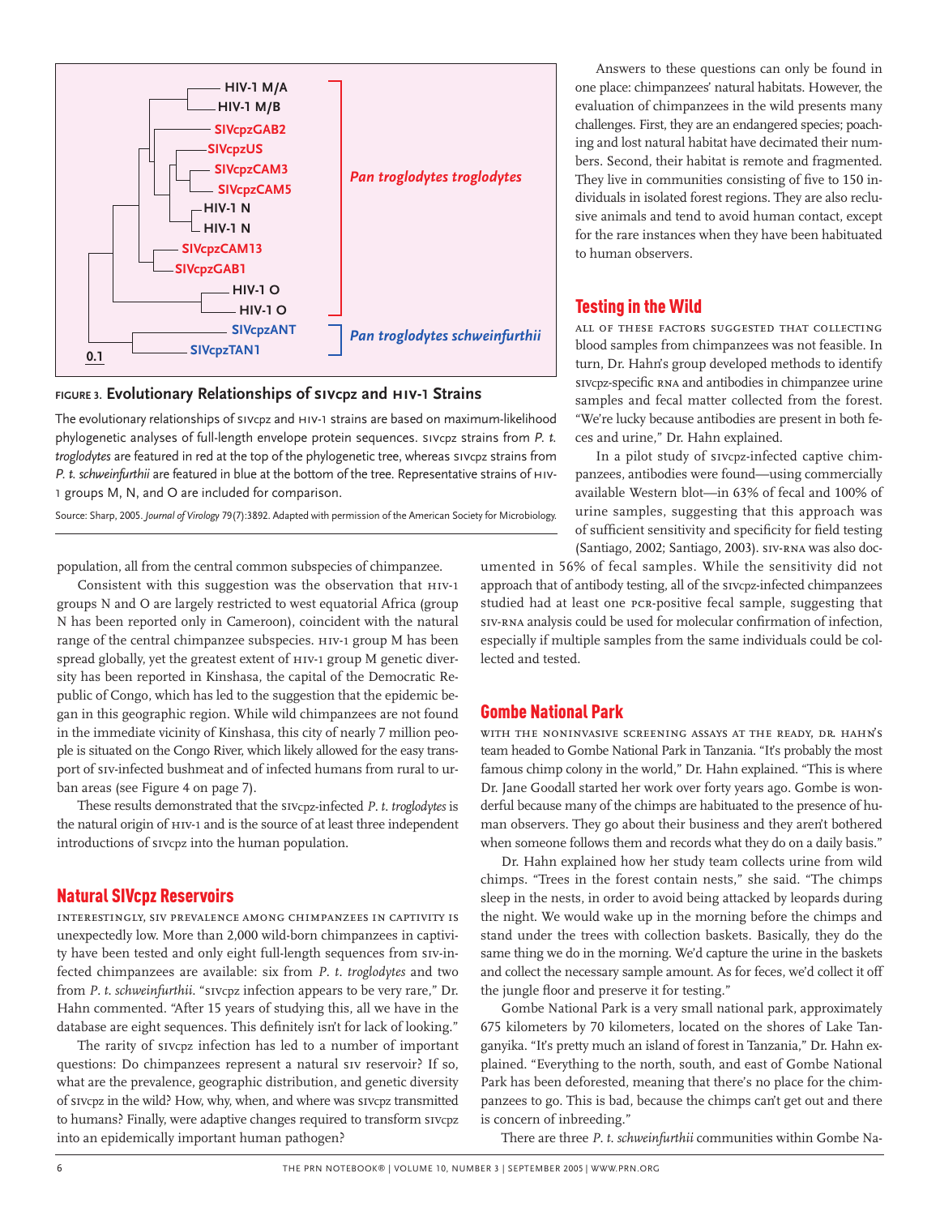**FIGURE 3. Evolutionary Relationships of SIVcpz and HIV-1 Strains**

The evolutionary relationships of SIVcpz and HIV-1 strains are based on maximum-likelihood phylogenetic analyses of full-length envelope protein sequences. SIVcpz strains from *P. t. troglodytes* are featured in red at the top of the phylogenetic tree, whereas SIVcpz strains from *P. t. schweinfurthii* are featured in blue at the bottom of the tree. Representative strains of HIV-1 groups M, N, and O are included for comparison.

Source: Sharp, 2005. *Journal of Virology* 79(7):3892. Adapted with permission of the American Society for Microbiology.

population, all from the central common subspecies of chimpanzee.

Consistent with this suggestion was the observation that HIV-1 groups N and O are largely restricted to west equatorial Africa (group N has been reported only in Cameroon), coincident with the natural range of the central chimpanzee subspecies. HIV-1 group M has been spread globally, yet the greatest extent of HIV-1 group M genetic diversity has been reported in Kinshasa, the capital of the Democratic Republic of Congo, which has led to the suggestion that the epidemic began in this geographic region. While wild chimpanzees are not found in the immediate vicinity of Kinshasa, this city of nearly 7 million people is situated on the Congo River, which likely allowed for the easy transport of SIV-infected bushmeat and of infected humans from rural to urban areas (see Figure 4 on page 7).

These results demonstrated that the SIVcpz-infected *P. t. troglodytes* is the natural origin of HIV-1 and is the source of at least three independent introductions of SIVcpz into the human population.

## Natural SIVcpz Reservoirs

Interestingly, SIV prevalence among chimpanzees in captivity is unexpectedly low. More than 2,000 wild-born chimpanzees in captivity have been tested and only eight full-length sequences from SIV-infected chimpanzees are available: six from *P. t. troglodytes* and two from *P. t. schweinfurthii*. "SIVcpz infection appears to be very rare," Dr. Hahn commented. "After 15 years of studying this, all we have in the database are eight sequences. This definitely isn't for lack of looking."

The rarity of SIVcpz infection has led to a number of important questions: Do chimpanzees represent a natural SIV reservoir? If so, what are the prevalence, geographic distribution, and genetic diversity of SIVcpz in the wild? How, why, when, and where was SIVcpz transmitted to humans? Finally, were adaptive changes required to transform SIVcpz into an epidemically important human pathogen?

Answers to these questions can only be found in one place: chimpanzees' natural habitats. However, the evaluation of chimpanzees in the wild presents many challenges. First, they are an endangered species; poaching and lost natural habitat have decimated their numbers. Second, their habitat is remote and fragmented. They live in communities consisting of five to 150 individuals in isolated forest regions. They are also reclusive animals and tend to avoid human contact, except for the rare instances when they have been habituated to human observers.

## Testing in the Wild

All of these factors suggested that collecting blood samples from chimpanzees was not feasible. In turn, Dr. Hahn's group developed methods to identify SIVcpz-specific RNA and antibodies in chimpanzee urine samples and fecal matter collected from the forest. "We're lucky because antibodies are present in both feces and urine," Dr. Hahn explained.

In a pilot study of SIVcpz-infected captive chimpanzees, antibodies were found—using commercially available Western blot—in 63% of fecal and 100% of urine samples, suggesting that this approach was of sufficient sensitivity and specificity for field testing (Santiago, 2002; Santiago, 2003). SIV-RNA was also documented in 56% of fecal samples. While the sensitivity did not approach that of antibody testing, all of the SIVcpz-infected chimpanzees studied had at least one PCR-positive fecal sample, suggesting that SIV-RNA analysis could be used for molecular confirmation of infection, especially if multiple samples from the same individuals could be collected and tested.

## Gombe National Park

With the noninvasive screening assays at the ready, Dr. Hahn's team headed to Gombe National Park in Tanzania. "It's probably the most famous chimp colony in the world," Dr. Hahn explained. "This is where Dr. Jane Goodall started her work over forty years ago. Gombe is wonderful because many of the chimps are habituated to the presence of human observers. They go about their business and they aren't bothered when someone follows them and records what they do on a daily basis."

Dr. Hahn explained how her study team collects urine from wild chimps. "Trees in the forest contain nests," she said. "The chimps sleep in the nests, in order to avoid being attacked by leopards during the night. We would wake up in the morning before the chimps and stand under the trees with collection baskets. Basically, they do the same thing we do in the morning. We'd capture the urine in the baskets and collect the necessary sample amount. As for feces, we'd collect it off the jungle floor and preserve it for testing."

Gombe National Park is a very small national park, approximately 675 kilometers by 70 kilometers, located on the shores of Lake Tanganyika. "It's pretty much an island of forest in Tanzania," Dr. Hahn explained. "Everything to the north, south, and east of Gombe National Park has been deforested, meaning that there's no place for the chimpanzees to go. This is bad, because the chimps can't get out and there is concern of inbreeding."

There are three *P. t. schweinfurthii* communities within Gombe Na-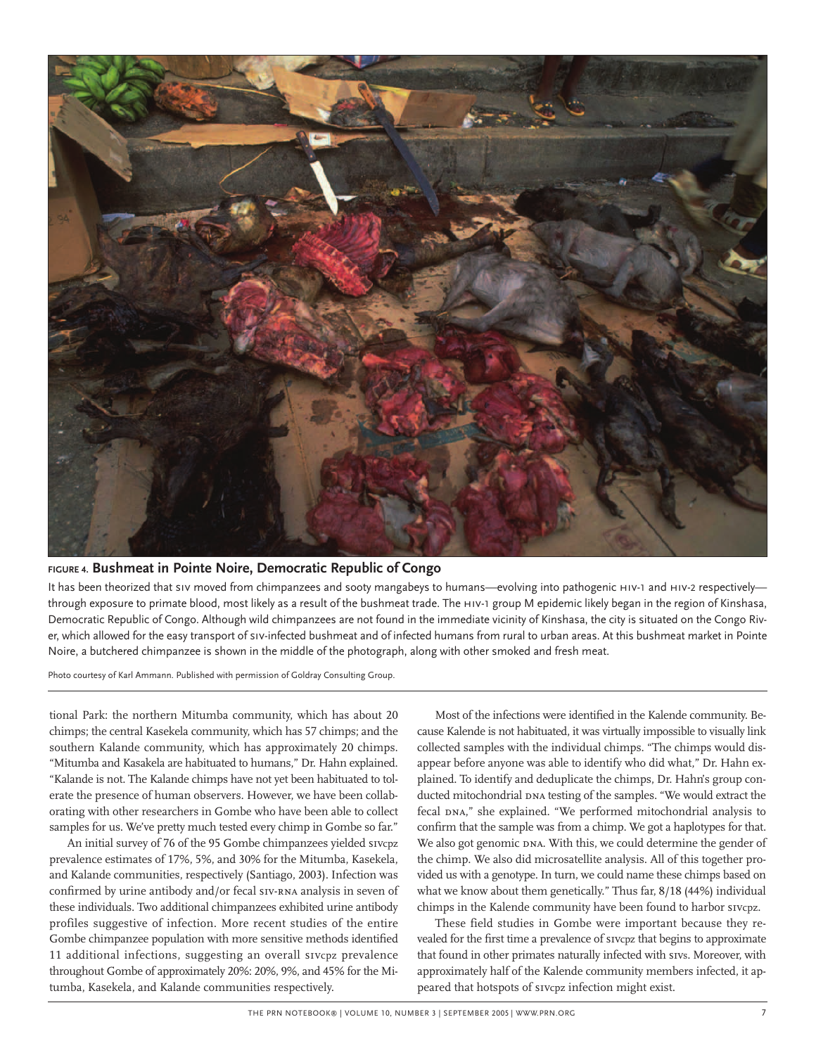**FIGURE 4. Bushmeat in Pointe Noire, Democratic Republic of Congo**

It has been theorized that SIV moved from chimpanzees and sooty mangabeys to humans—evolving into pathogenic HIV-1 and HIV-2 respectively—through exposure to primate blood, most likely as a result of the bushmeat trade. The HIV-1 group M epidemic likely began in the region of Kinshasa, Democratic Republic of Congo. Although wild chimpanzees are not found in the immediate vicinity of Kinshasa, the city is situated on the Congo River, which allowed for the easy transport of SIV-infected bushmeat and of infected humans from rural to urban areas. At this bushmeat market in Pointe Noire, a butchered chimpanzee is shown in the middle of the photograph, along with other smoked and fresh meat.

Photo courtesy of Karl Ammann. Published with permission of Goldray Consulting Group.

tional Park: the northern Mitumba community, which has about 20 chimps; the central Kasekela community, which has 57 chimps; and the southern Kalande community, which has approximately 20 chimps. "Mitumba and Kasakela are habituated to humans," Dr. Hahn explained. "Kalande is not. The Kalande chimps have not yet been habituated to tolerate the presence of human observers. However, we have been collaborating with other researchers in Gombe who have been able to collect samples for us. We've pretty much tested every chimp in Gombe so far."

An initial survey of 76 of the 95 Gombe chimpanzees yielded SIVcpz prevalence estimates of 17%, 5%, and 30% for the Mitumba, Kasekela, and Kalande communities, respectively (Santiago, 2003). Infection was confirmed by urine antibody and/or fecal SIV-RNA analysis in seven of these individuals. Two additional chimpanzees exhibited urine antibody profiles suggestive of infection. More recent studies of the entire Gombe chimpanzee population with more sensitive methods identified 11 additional infections, suggesting an overall SIVcpz prevalence throughout Gombe of approximately 20%: 20%, 9%, and 45% for the Mitumba, Kasekela, and Kalande communities respectively.

Most of the infections were identified in the Kalende community. Because Kalende is not habituated, it was virtually impossible to visually link collected samples with the individual chimps. "The chimps would disappear before anyone was able to identify who did what," Dr. Hahn explained. To identify and deduplicate the chimps, Dr. Hahn's group conducted mitochondrial DNA testing of the samples. "We would extract the fecal DNA," she explained. "We performed mitochondrial analysis to confirm that the sample was from a chimp. We got a haplotypes for that. We also got genomic DNA. With this, we could determine the gender of the chimp. We also did microsatellite analysis. All of this together provided us with a genotype. In turn, we could name these chimps based on what we know about them genetically." Thus far, 8/18 (44%) individual chimps in the Kalende community have been found to harbor SIVcpz.

These field studies in Gombe were important because they revealed for the first time a prevalence of SIVcpz that begins to approximate that found in other primates naturally infected with SIVs. Moreover, with approximately half of the Kalende community members infected, it appeared that hotspots of SIVcpz infection might exist.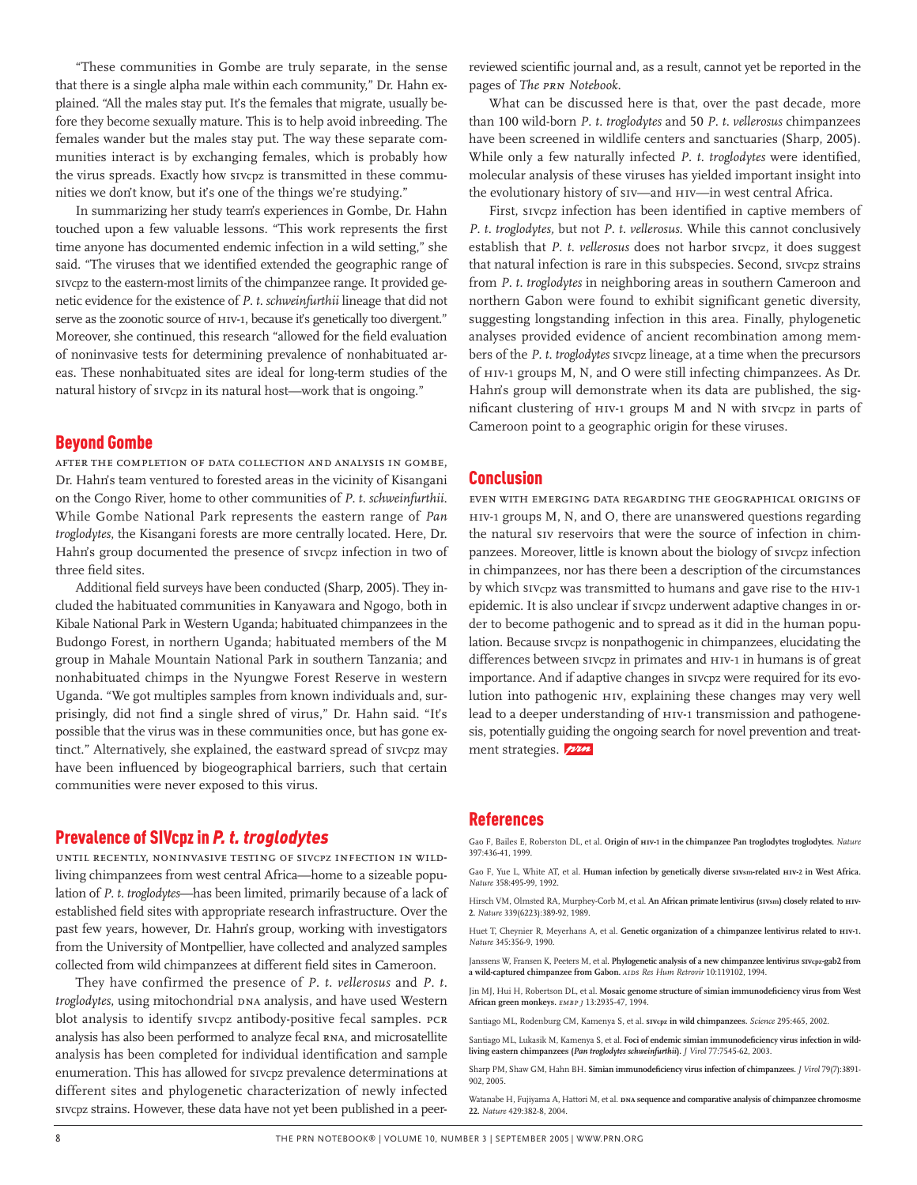"These communities in Gombe are truly separate, in the sense that there is a single alpha male within each community," Dr. Hahn explained. "All the males stay put. It's the females that migrate, usually before they become sexually mature. This is to help avoid inbreeding. The females wander but the males stay put. The way these separate communities interact is by exchanging females, which is probably how the virus spreads. Exactly how SIVcpz is transmitted in these communities we don't know, but it's one of the things we're studying."

In summarizing her study team's experiences in Gombe, Dr. Hahn touched upon a few valuable lessons. "This work represents the first time anyone has documented endemic infection in a wild setting," she said. "The viruses that we identified extended the geographic range of SIVcpz to the eastern-most limits of the chimpanzee range. It provided genetic evidence for the existence of *P. t. schweinfurthii* lineage that did not serve as the zoonotic source of HIV-1, because it's genetically too divergent." Moreover, she continued, this research "allowed for the field evaluation of noninvasive tests for determining prevalence of nonhabituated areas. These nonhabituated sites are ideal for long-term studies of the natural history of SIVcpz in its natural host—work that is ongoing."

## Beyond Gombe

AFTER THE COMPLETION OF DATA COLLECTION AND ANALYSIS IN GOMBE, Dr. Hahn's team ventured to forested areas in the vicinity of Kisangani on the Congo River, home to other communities of *P. t. schweinfurthii*. While Gombe National Park represents the eastern range of *Pan troglodytes*, the Kisangani forests are more centrally located. Here, Dr. Hahn's group documented the presence of SIVcpz infection in two of three field sites.

Additional field surveys have been conducted (Sharp, 2005). They included the habituated communities in Kanyawara and Ngogo, both in Kibale National Park in Western Uganda; habituated chimpanzees in the Budongo Forest, in northern Uganda; habituated members of the M group in Mahale Mountain National Park in southern Tanzania; and nonhabituated chimps in the Nyungwe Forest Reserve in western Uganda. "We got multiples samples from known individuals and, surprisingly, did not find a single shred of virus," Dr. Hahn said. "It's possible that the virus was in these communities once, but has gone extinct." Alternatively, she explained, the eastward spread of SIVcpz may have been influenced by biogeographical barriers, such that certain communities were never exposed to this virus.

## Prevalence of SIVcpz in *P. t. troglodytes*

UNTIL RECENTLY, NONINVASIVE TESTING OF SIVCPZ INFECTION IN WILD-living chimpanzees from west central Africa—home to a sizeable population of *P. t. troglodytes*—has been limited, primarily because of a lack of established field sites with appropriate research infrastructure. Over the past few years, however, Dr. Hahn's group, working with investigators from the University of Montpellier, have collected and analyzed samples collected from wild chimpanzees at different field sites in Cameroon.

They have confirmed the presence of *P. t. vellerosus* and *P. t. troglodytes*, using mitochondrial DNA analysis, and have used Western blot analysis to identify SIVcpz antibody-positive fecal samples. PCR analysis has also been performed to analyze fecal RNA, and microsatellite analysis has been completed for individual identification and sample enumeration. This has allowed for SIVcpz prevalence determinations at different sites and phylogenetic characterization of newly infected SIVcpz strains. However, these data have not yet been published in a peer-reviewed scientific journal and, as a result, cannot yet be reported in the pages of *The PRN Notebook*.

What can be discussed here is that, over the past decade, more than 100 wild-born *P. t. troglodytes* and 50 *P. t. vellerosus* chimpanzees have been screened in wildlife centers and sanctuaries (Sharp, 2005). While only a few naturally infected *P. t. troglodytes* were identified, molecular analysis of these viruses has yielded important insight into the evolutionary history of SIV—and HIV—in west central Africa.

First, SIVcpz infection has been identified in captive members of *P. t. troglodytes*, but not *P. t. vellerosus*. While this cannot conclusively establish that *P. t. vellerosus* does not harbor SIVcpz, it does suggest that natural infection is rare in this subspecies. Second, SIVcpz strains from *P. t. troglodytes* in neighboring areas in southern Cameroon and northern Gabon were found to exhibit significant genetic diversity, suggesting longstanding infection in this area. Finally, phylogenetic analyses provided evidence of ancient recombination among members of the *P. t. troglodytes* SIVcpz lineage, at a time when the precursors of HIV-1 groups M, N, and O were still infecting chimpanzees. As Dr. Hahn's group will demonstrate when its data are published, the significant clustering of HIV-1 groups M and N with SIVcpz in parts of Cameroon point to a geographic origin for these viruses.

## Conclusion

EVEN WITH EMERGING DATA REGARDING THE GEOGRAPHICAL ORIGINS OF HIV-1 groups M, N, and O, there are unanswered questions regarding the natural SIV reservoirs that were the source of infection in chimpanzees. Moreover, little is known about the biology of SIVcpz infection in chimpanzees, nor has there been a description of the circumstances by which SIVcpz was transmitted to humans and gave rise to the HIV-1 epidemic. It is also unclear if SIVcpz underwent adaptive changes in order to become pathogenic and to spread as it did in the human population. Because SIVcpz is nonpathogenic in chimpanzees, elucidating the differences between SIVcpz in primates and HIV-1 in humans is of great importance. And if adaptive changes in SIVcpz were required for its evolution into pathogenic HIV, explaining these changes may very well lead to a deeper understanding of HIV-1 transmission and pathogenesis, potentially guiding the ongoing search for novel prevention and treatment strategies.

## References

Gao F, Bailes E, Roberston DL, et al. **Origin of HIV-1 in the chimpanzee Pan troglodytes troglodytes.** *Nature* 397:436-41, 1999.

Gao F, Yue L, White AT, et al. **Human infection by genetically diverse SIVsm-related HIV-2 in West Africa.** *Nature* 358:495-99, 1992.

Hirsch VM, Olmsted RA, Murphey-Corb M, et al. **An African primate lentivirus (SIVsm) closely related to HIV-2.** *Nature* 339(6223):389-92, 1989.

Huet T, Cheynier R, Meyerhans A, et al. **Genetic organization of a chimpanzee lentivirus related to HIV-1.** *Nature* 345:356-9, 1990.

Janssens W, Fransen K, Peeters M, et al. **Phylogenetic analysis of a new chimpanzee lentivirus SIVcpz-gab2 from a wild-captured chimpanzee from Gabon.** *AIDS Res Hum Retrovir* 10:119102, 1994.

Jin MJ, Hui H, Robertson DL, et al. **Mosaic genome structure of simian immunodeficiency virus from West African green monkeys.** *EMBP J* 13:2935-47, 1994.

Santiago ML, Rodenburg CM, Kamenya S, et al. **SIVcpz in wild chimpanzees.** *Science* 295:465, 2002.

Santiago ML, Lukasik M, Kamenya S, et al. **Foci of endemic simian immunodeficiency virus infection in wild-living eastern chimpanzees (*Pan troglodytes schweinfurthii*).** *J Virol* 77:7545-62, 2003.

Sharp PM, Shaw GM, Hahn BH. **Simian immunodeficiency virus infection of chimpanzees.** *J Virol* 79(7):3891-902, 2005.

Watanabe H, Fujiyama A, Hattori M, et al. **DNA sequence and comparative analysis of chimpanzee chromosme 22.** *Nature* 429:382-8, 2004.